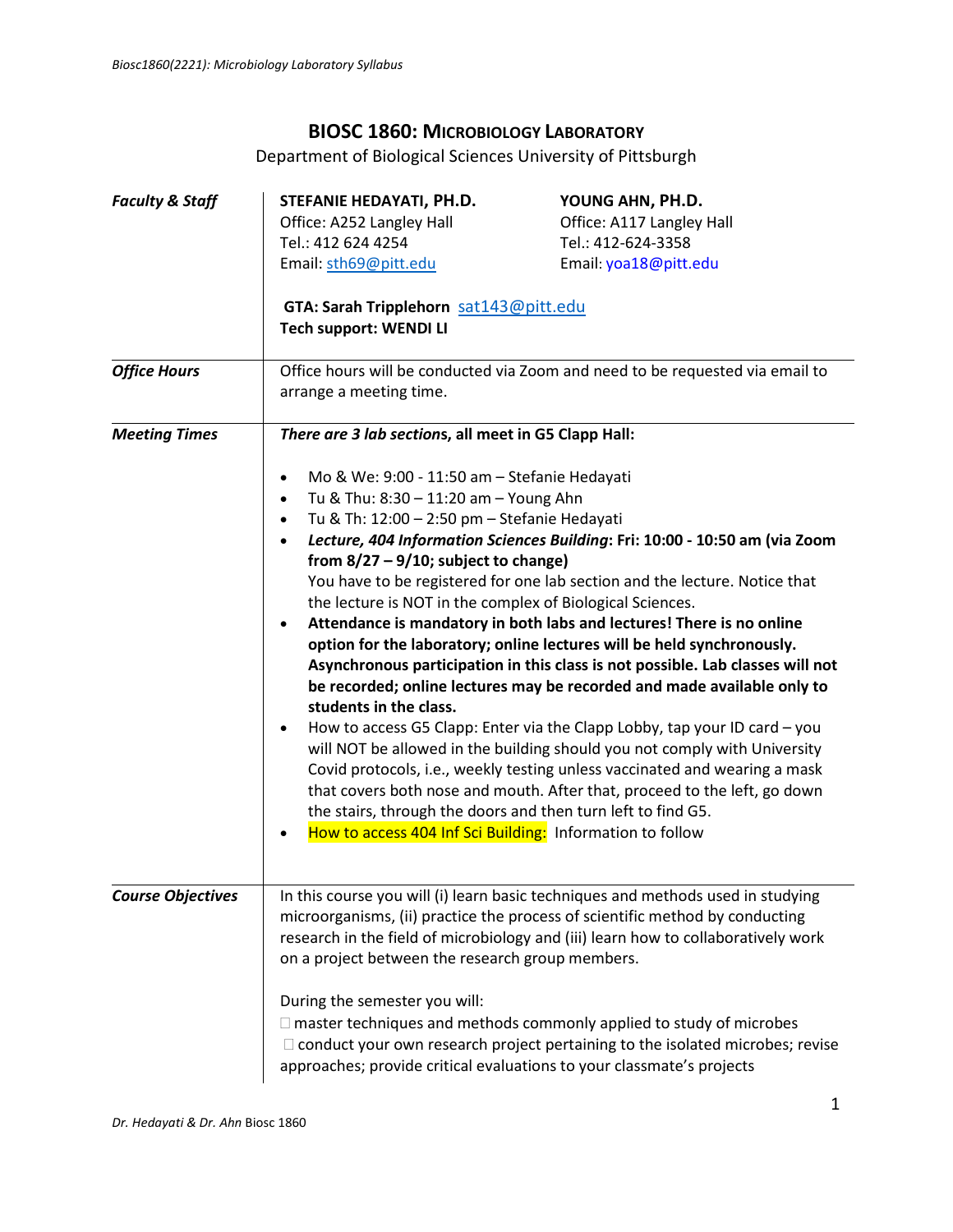# BIOSC 1860: MICROBIOLOGY LABORATORY

Department of Biological Sciences University of Pittsburgh

| | |
|---|---|
| ***Faculty & Staff*** | **STEFANIE HEDAYATI, PH.D.**<br>Office: A252 Langley Hall<br>Tel.: 412 624 4254<br>Email: sth69@pitt.edu<br><br>**YOUNG AHN, PH.D.**<br>Office: A117 Langley Hall<br>Tel.: 412-624-3358<br>Email: yoa18@pitt.edu<br><br>**GTA: Sarah Tripplehorn** sat143@pitt.edu<br>**Tech support: WENDI LI** |
| ***Office Hours*** | Office hours will be conducted via Zoom and need to be requested via email to arrange a meeting time. |
| ***Meeting Times*** | ***There are 3 lab sections*, all meet in G5 Clapp Hall:**<br><br>• Mo & We: 9:00 - 11:50 am – Stefanie Hedayati<br>• Tu & Thu: 8:30 – 11:20 am – Young Ahn<br>• Tu & Th: 12:00 – 2:50 pm – Stefanie Hedayati<br>• ***Lecture, 404 Information Sciences Building*: Fri: 10:00 - 10:50 am (via Zoom from 8/27 – 9/10; subject to change)**<br>You have to be registered for one lab section and the lecture. Notice that the lecture is NOT in the complex of Biological Sciences.<br>• **Attendance is mandatory in both labs and lectures! There is no online option for the laboratory; online lectures will be held synchronously. Asynchronous participation in this class is not possible. Lab classes will not be recorded; online lectures may be recorded and made available only to students in the class.**<br>• How to access G5 Clapp: Enter via the Clapp Lobby, tap your ID card – you will NOT be allowed in the building should you not comply with University Covid protocols, i.e., weekly testing unless vaccinated and wearing a mask that covers both nose and mouth. After that, proceed to the left, go down the stairs, through the doors and then turn left to find G5.<br>• How to access 404 Inf Sci Building: Information to follow |
| ***Course Objectives*** | In this course you will (i) learn basic techniques and methods used in studying microorganisms, (ii) practice the process of scientific method by conducting research in the field of microbiology and (iii) learn how to collaboratively work on a project between the research group members.<br><br>During the semester you will:<br>□ master techniques and methods commonly applied to study of microbes<br>□ conduct your own research project pertaining to the isolated microbes; revise approaches; provide critical evaluations to your classmate's projects |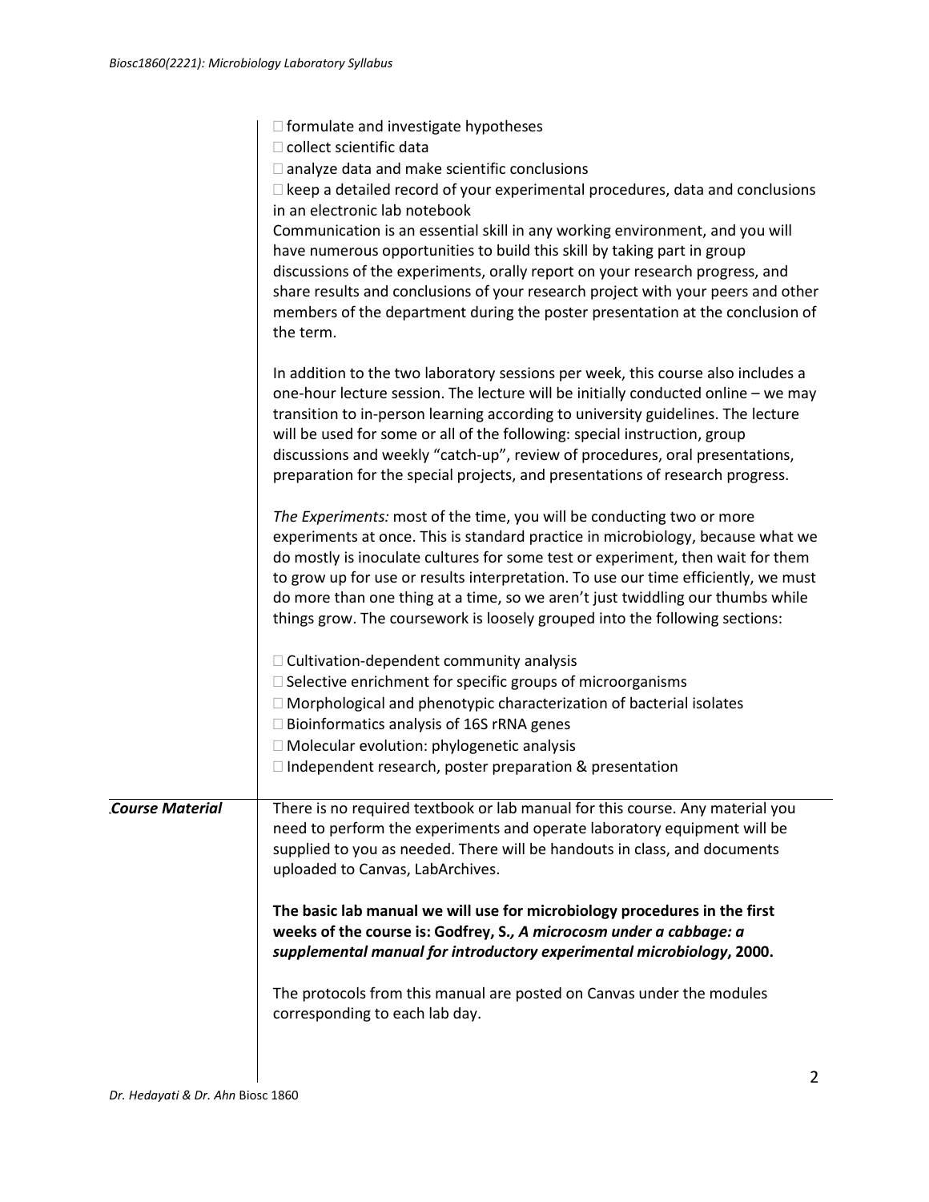- formulate and investigate hypotheses
- collect scientific data
- analyze data and make scientific conclusions
- keep a detailed record of your experimental procedures, data and conclusions in an electronic lab notebook

Communication is an essential skill in any working environment, and you will have numerous opportunities to build this skill by taking part in group discussions of the experiments, orally report on your research progress, and share results and conclusions of your research project with your peers and other members of the department during the poster presentation at the conclusion of the term.

In addition to the two laboratory sessions per week, this course also includes a one-hour lecture session. The lecture will be initially conducted online – we may transition to in-person learning according to university guidelines. The lecture will be used for some or all of the following: special instruction, group discussions and weekly "catch-up", review of procedures, oral presentations, preparation for the special projects, and presentations of research progress.

*The Experiments:* most of the time, you will be conducting two or more experiments at once. This is standard practice in microbiology, because what we do mostly is inoculate cultures for some test or experiment, then wait for them to grow up for use or results interpretation. To use our time efficiently, we must do more than one thing at a time, so we aren't just twiddling our thumbs while things grow. The coursework is loosely grouped into the following sections:

- Cultivation-dependent community analysis
- Selective enrichment for specific groups of microorganisms
- Morphological and phenotypic characterization of bacterial isolates
- Bioinformatics analysis of 16S rRNA genes
- Molecular evolution: phylogenetic analysis
- Independent research, poster preparation & presentation

### *Course Material*

There is no required textbook or lab manual for this course. Any material you need to perform the experiments and operate laboratory equipment will be supplied to you as needed. There will be handouts in class, and documents uploaded to Canvas, LabArchives.

**The basic lab manual we will use for microbiology procedures in the first weeks of the course is: Godfrey, S.*, A microcosm under a cabbage: a supplemental manual for introductory experimental microbiology*, 2000.**

The protocols from this manual are posted on Canvas under the modules corresponding to each lab day.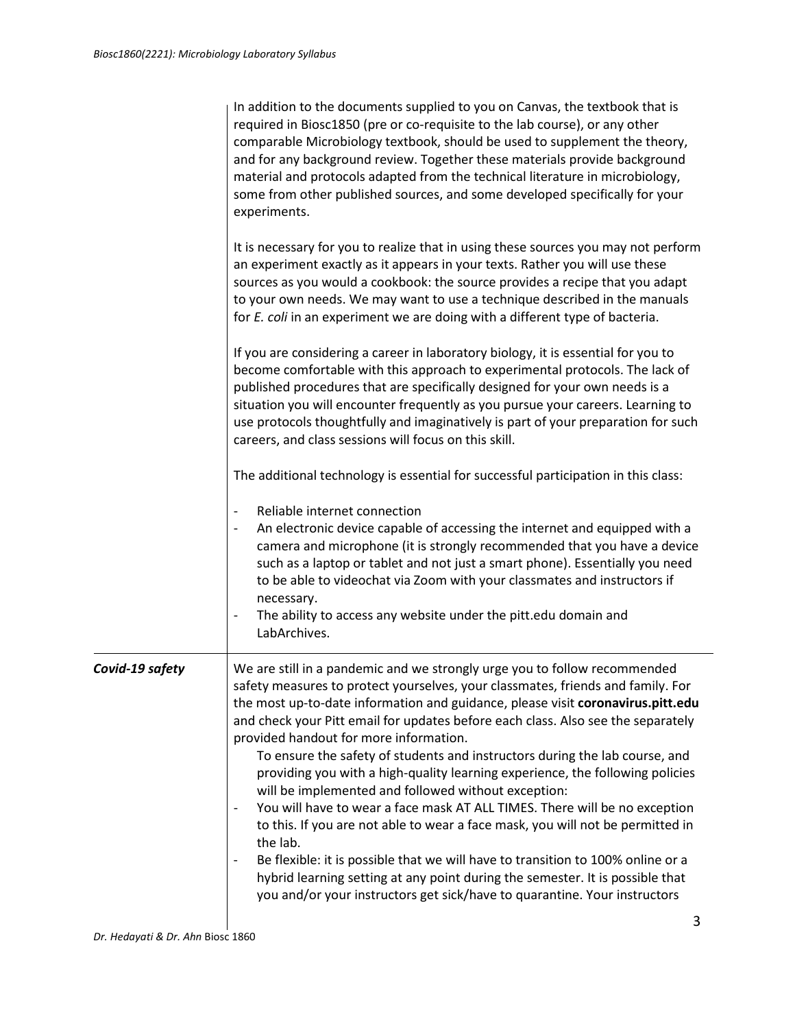In addition to the documents supplied to you on Canvas, the textbook that is required in Biosc1850 (pre or co-requisite to the lab course), or any other comparable Microbiology textbook, should be used to supplement the theory, and for any background review. Together these materials provide background material and protocols adapted from the technical literature in microbiology, some from other published sources, and some developed specifically for your experiments.

It is necessary for you to realize that in using these sources you may not perform an experiment exactly as it appears in your texts. Rather you will use these sources as you would a cookbook: the source provides a recipe that you adapt to your own needs. We may want to use a technique described in the manuals for *E. coli* in an experiment we are doing with a different type of bacteria.

If you are considering a career in laboratory biology, it is essential for you to become comfortable with this approach to experimental protocols. The lack of published procedures that are specifically designed for your own needs is a situation you will encounter frequently as you pursue your careers. Learning to use protocols thoughtfully and imaginatively is part of your preparation for such careers, and class sessions will focus on this skill.

The additional technology is essential for successful participation in this class:

- Reliable internet connection
- An electronic device capable of accessing the internet and equipped with a camera and microphone (it is strongly recommended that you have a device such as a laptop or tablet and not just a smart phone). Essentially you need to be able to videochat via Zoom with your classmates and instructors if necessary.
- The ability to access any website under the pitt.edu domain and LabArchives.

***Covid-19 safety***

We are still in a pandemic and we strongly urge you to follow recommended safety measures to protect yourselves, your classmates, friends and family. For the most up-to-date information and guidance, please visit **coronavirus.pitt.edu** and check your Pitt email for updates before each class. Also see the separately provided handout for more information.

To ensure the safety of students and instructors during the lab course, and providing you with a high-quality learning experience, the following policies will be implemented and followed without exception:

- You will have to wear a face mask AT ALL TIMES. There will be no exception to this. If you are not able to wear a face mask, you will not be permitted in the lab.
- Be flexible: it is possible that we will have to transition to 100% online or a hybrid learning setting at any point during the semester. It is possible that you and/or your instructors get sick/have to quarantine. Your instructors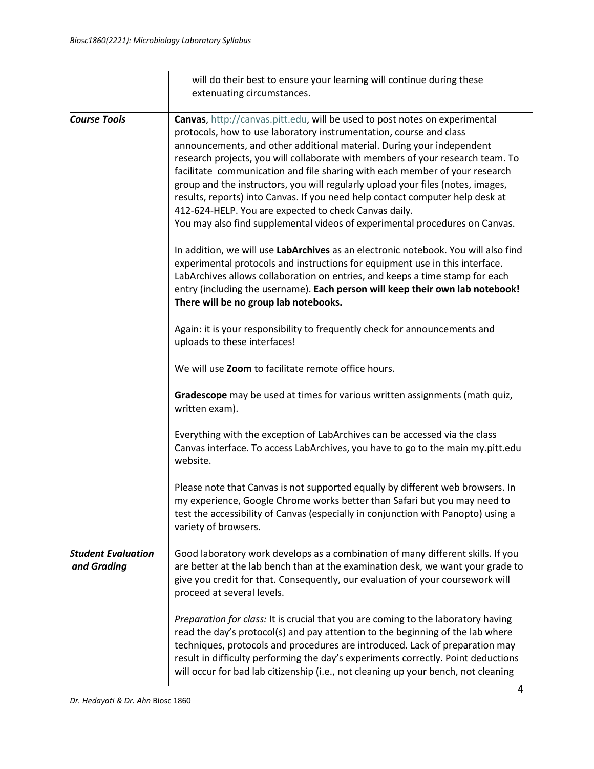will do their best to ensure your learning will continue during these extenuating circumstances.

***Course Tools***

**Canvas**, http://canvas.pitt.edu, will be used to post notes on experimental protocols, how to use laboratory instrumentation, course and class announcements, and other additional material. During your independent research projects, you will collaborate with members of your research team. To facilitate communication and file sharing with each member of your research group and the instructors, you will regularly upload your files (notes, images, results, reports) into Canvas. If you need help contact computer help desk at 412-624-HELP. You are expected to check Canvas daily.
You may also find supplemental videos of experimental procedures on Canvas.

In addition, we will use **LabArchives** as an electronic notebook. You will also find experimental protocols and instructions for equipment use in this interface. LabArchives allows collaboration on entries, and keeps a time stamp for each entry (including the username). **Each person will keep their own lab notebook! There will be no group lab notebooks.**

Again: it is your responsibility to frequently check for announcements and uploads to these interfaces!

We will use **Zoom** to facilitate remote office hours.

**Gradescope** may be used at times for various written assignments (math quiz, written exam).

Everything with the exception of LabArchives can be accessed via the class Canvas interface. To access LabArchives, you have to go to the main my.pitt.edu website.

Please note that Canvas is not supported equally by different web browsers. In my experience, Google Chrome works better than Safari but you may need to test the accessibility of Canvas (especially in conjunction with Panopto) using a variety of browsers.

***Student Evaluation and Grading***

Good laboratory work develops as a combination of many different skills. If you are better at the lab bench than at the examination desk, we want your grade to give you credit for that. Consequently, our evaluation of your coursework will proceed at several levels.

*Preparation for class:* It is crucial that you are coming to the laboratory having read the day's protocol(s) and pay attention to the beginning of the lab where techniques, protocols and procedures are introduced. Lack of preparation may result in difficulty performing the day's experiments correctly. Point deductions will occur for bad lab citizenship (i.e., not cleaning up your bench, not cleaning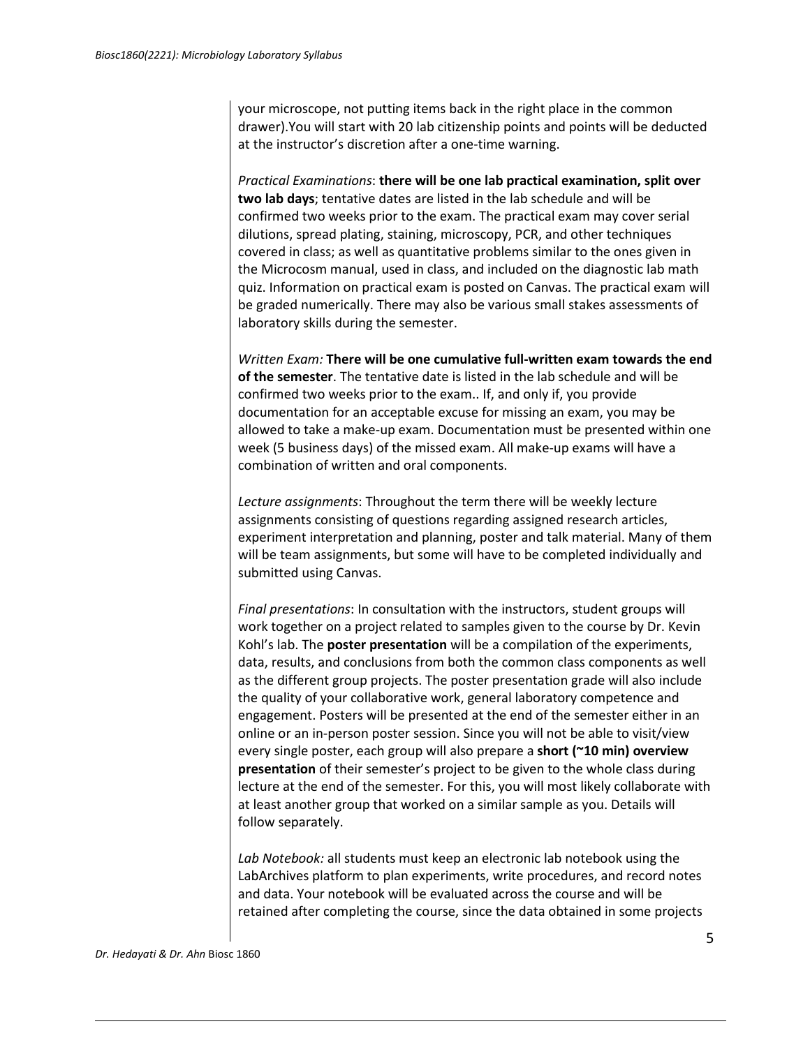your microscope, not putting items back in the right place in the common drawer).You will start with 20 lab citizenship points and points will be deducted at the instructor's discretion after a one-time warning.

*Practical Examinations*: **there will be one lab practical examination, split over two lab days**; tentative dates are listed in the lab schedule and will be confirmed two weeks prior to the exam. The practical exam may cover serial dilutions, spread plating, staining, microscopy, PCR, and other techniques covered in class; as well as quantitative problems similar to the ones given in the Microcosm manual, used in class, and included on the diagnostic lab math quiz. Information on practical exam is posted on Canvas. The practical exam will be graded numerically. There may also be various small stakes assessments of laboratory skills during the semester.

*Written Exam:* **There will be one cumulative full-written exam towards the end of the semester**. The tentative date is listed in the lab schedule and will be confirmed two weeks prior to the exam.. If, and only if, you provide documentation for an acceptable excuse for missing an exam, you may be allowed to take a make-up exam. Documentation must be presented within one week (5 business days) of the missed exam. All make-up exams will have a combination of written and oral components.

*Lecture assignments*: Throughout the term there will be weekly lecture assignments consisting of questions regarding assigned research articles, experiment interpretation and planning, poster and talk material. Many of them will be team assignments, but some will have to be completed individually and submitted using Canvas.

*Final presentations*: In consultation with the instructors, student groups will work together on a project related to samples given to the course by Dr. Kevin Kohl's lab. The **poster presentation** will be a compilation of the experiments, data, results, and conclusions from both the common class components as well as the different group projects. The poster presentation grade will also include the quality of your collaborative work, general laboratory competence and engagement. Posters will be presented at the end of the semester either in an online or an in-person poster session. Since you will not be able to visit/view every single poster, each group will also prepare a **short (~10 min) overview presentation** of their semester's project to be given to the whole class during lecture at the end of the semester. For this, you will most likely collaborate with at least another group that worked on a similar sample as you. Details will follow separately.

*Lab Notebook:* all students must keep an electronic lab notebook using the LabArchives platform to plan experiments, write procedures, and record notes and data. Your notebook will be evaluated across the course and will be retained after completing the course, since the data obtained in some projects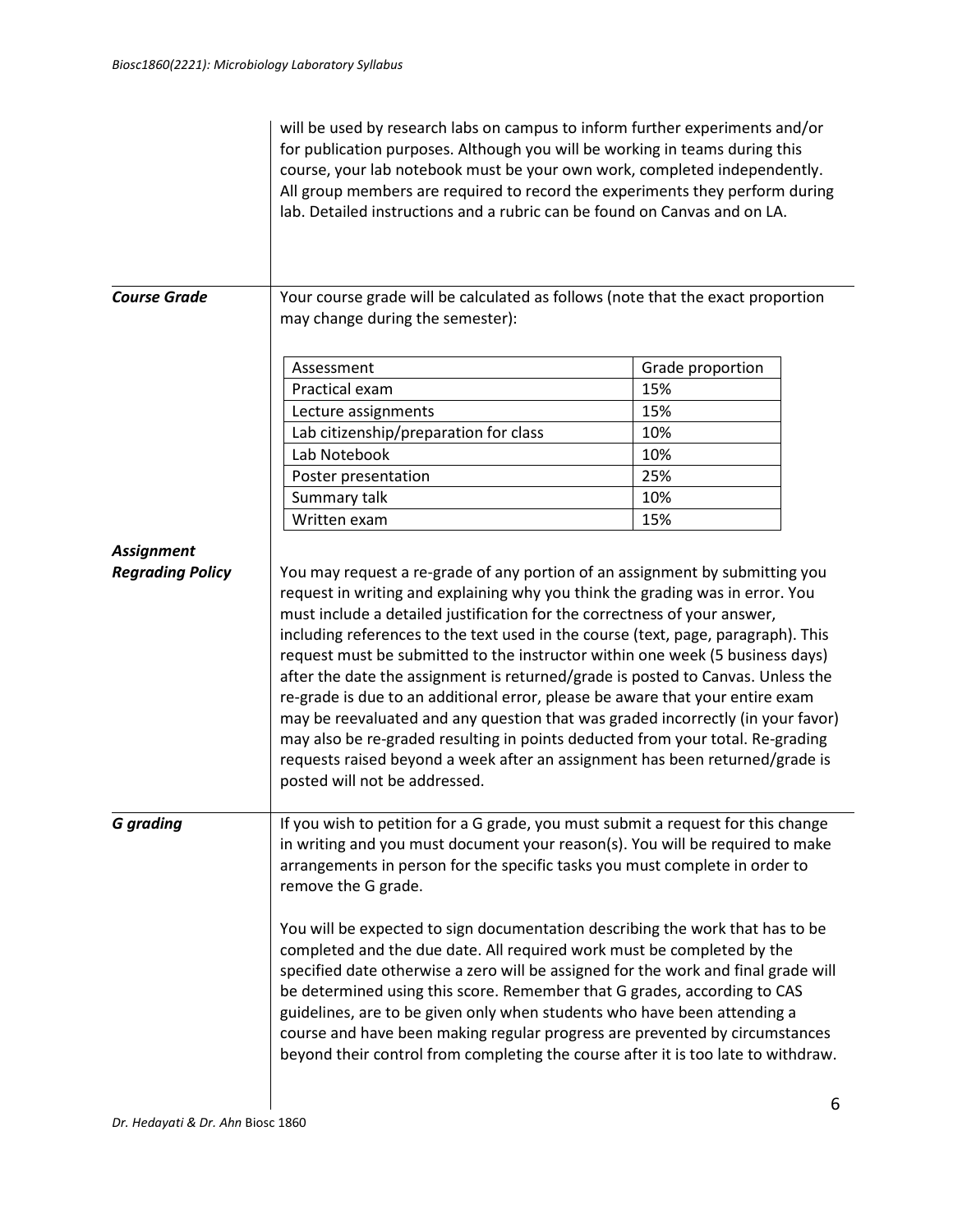will be used by research labs on campus to inform further experiments and/or for publication purposes. Although you will be working in teams during this course, your lab notebook must be your own work, completed independently. All group members are required to record the experiments they perform during lab. Detailed instructions and a rubric can be found on Canvas and on LA.

***Course Grade***

Your course grade will be calculated as follows (note that the exact proportion may change during the semester):

| Assessment | Grade proportion |
| --- | --- |
| Practical exam | 15% |
| Lecture assignments | 15% |
| Lab citizenship/preparation for class | 10% |
| Lab Notebook | 10% |
| Poster presentation | 25% |
| Summary talk | 10% |
| Written exam | 15% |

***Assignment Regrading Policy***

You may request a re-grade of any portion of an assignment by submitting you request in writing and explaining why you think the grading was in error. You must include a detailed justification for the correctness of your answer, including references to the text used in the course (text, page, paragraph). This request must be submitted to the instructor within one week (5 business days) after the date the assignment is returned/grade is posted to Canvas. Unless the re-grade is due to an additional error, please be aware that your entire exam may be reevaluated and any question that was graded incorrectly (in your favor) may also be re-graded resulting in points deducted from your total. Re-grading requests raised beyond a week after an assignment has been returned/grade is posted will not be addressed.

***G grading***

If you wish to petition for a G grade, you must submit a request for this change in writing and you must document your reason(s). You will be required to make arrangements in person for the specific tasks you must complete in order to remove the G grade.

You will be expected to sign documentation describing the work that has to be completed and the due date. All required work must be completed by the specified date otherwise a zero will be assigned for the work and final grade will be determined using this score. Remember that G grades, according to CAS guidelines, are to be given only when students who have been attending a course and have been making regular progress are prevented by circumstances beyond their control from completing the course after it is too late to withdraw.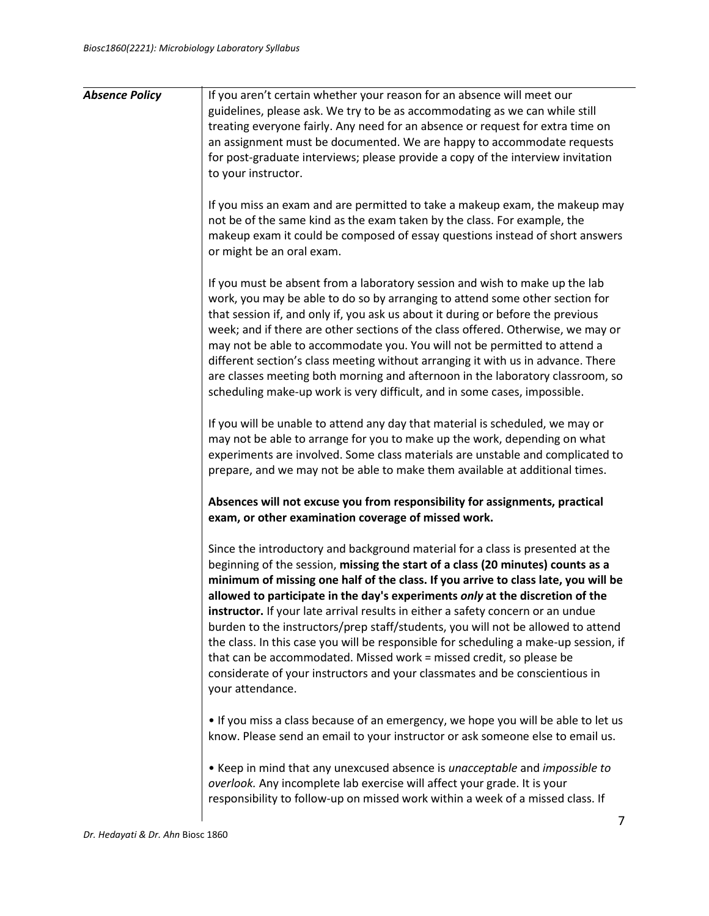### *Absence Policy*

If you aren't certain whether your reason for an absence will meet our guidelines, please ask. We try to be as accommodating as we can while still treating everyone fairly. Any need for an absence or request for extra time on an assignment must be documented. We are happy to accommodate requests for post-graduate interviews; please provide a copy of the interview invitation to your instructor.

If you miss an exam and are permitted to take a makeup exam, the makeup may not be of the same kind as the exam taken by the class. For example, the makeup exam it could be composed of essay questions instead of short answers or might be an oral exam.

If you must be absent from a laboratory session and wish to make up the lab work, you may be able to do so by arranging to attend some other section for that session if, and only if, you ask us about it during or before the previous week; and if there are other sections of the class offered. Otherwise, we may or may not be able to accommodate you. You will not be permitted to attend a different section's class meeting without arranging it with us in advance. There are classes meeting both morning and afternoon in the laboratory classroom, so scheduling make-up work is very difficult, and in some cases, impossible.

If you will be unable to attend any day that material is scheduled, we may or may not be able to arrange for you to make up the work, depending on what experiments are involved. Some class materials are unstable and complicated to prepare, and we may not be able to make them available at additional times.

**Absences will not excuse you from responsibility for assignments, practical exam, or other examination coverage of missed work.**

Since the introductory and background material for a class is presented at the beginning of the session, **missing the start of a class (20 minutes) counts as a minimum of missing one half of the class. If you arrive to class late, you will be allowed to participate in the day's experiments *only* at the discretion of the instructor.** If your late arrival results in either a safety concern or an undue burden to the instructors/prep staff/students, you will not be allowed to attend the class. In this case you will be responsible for scheduling a make-up session, if that can be accommodated. Missed work = missed credit, so please be considerate of your instructors and your classmates and be conscientious in your attendance.

- If you miss a class because of an emergency, we hope you will be able to let us know. Please send an email to your instructor or ask someone else to email us.

- Keep in mind that any unexcused absence is *unacceptable* and *impossible to overlook.* Any incomplete lab exercise will affect your grade. It is your responsibility to follow-up on missed work within a week of a missed class. If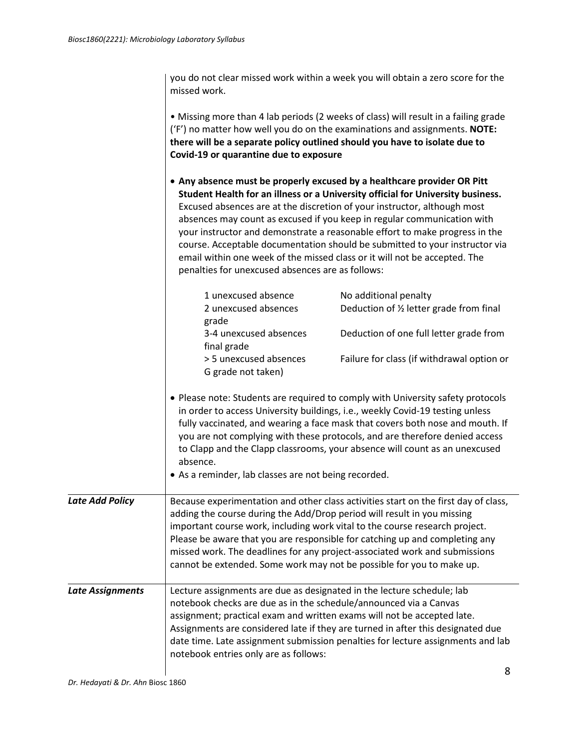you do not clear missed work within a week you will obtain a zero score for the missed work.

• Missing more than 4 lab periods (2 weeks of class) will result in a failing grade ('F') no matter how well you do on the examinations and assignments. **NOTE: there will be a separate policy outlined should you have to isolate due to Covid-19 or quarantine due to exposure**

- **Any absence must be properly excused by a healthcare provider OR Pitt Student Health for an illness or a University official for University business.** Excused absences are at the discretion of your instructor, although most absences may count as excused if you keep in regular communication with your instructor and demonstrate a reasonable effort to make progress in the course. Acceptable documentation should be submitted to your instructor via email within one week of the missed class or it will not be accepted. The penalties for unexcused absences are as follows:

| | |
|---|---|
| 1 unexcused absence | No additional penalty |
| 2 unexcused absences | Deduction of ½ letter grade from final grade |
| 3-4 unexcused absences | Deduction of one full letter grade from final grade |
| > 5 unexcused absences | Failure for class (if withdrawal option or G grade not taken) |

- Please note: Students are required to comply with University safety protocols in order to access University buildings, i.e., weekly Covid-19 testing unless fully vaccinated, and wearing a face mask that covers both nose and mouth. If you are not complying with these protocols, and are therefore denied access to Clapp and the Clapp classrooms, your absence will count as an unexcused absence.
- As a reminder, lab classes are not being recorded.

***Late Add Policy***

Because experimentation and other class activities start on the first day of class, adding the course during the Add/Drop period will result in you missing important course work, including work vital to the course research project. Please be aware that you are responsible for catching up and completing any missed work. The deadlines for any project-associated work and submissions cannot be extended. Some work may not be possible for you to make up.

***Late Assignments***

Lecture assignments are due as designated in the lecture schedule; lab notebook checks are due as in the schedule/announced via a Canvas assignment; practical exam and written exams will not be accepted late. Assignments are considered late if they are turned in after this designated due date time. Late assignment submission penalties for lecture assignments and lab notebook entries only are as follows: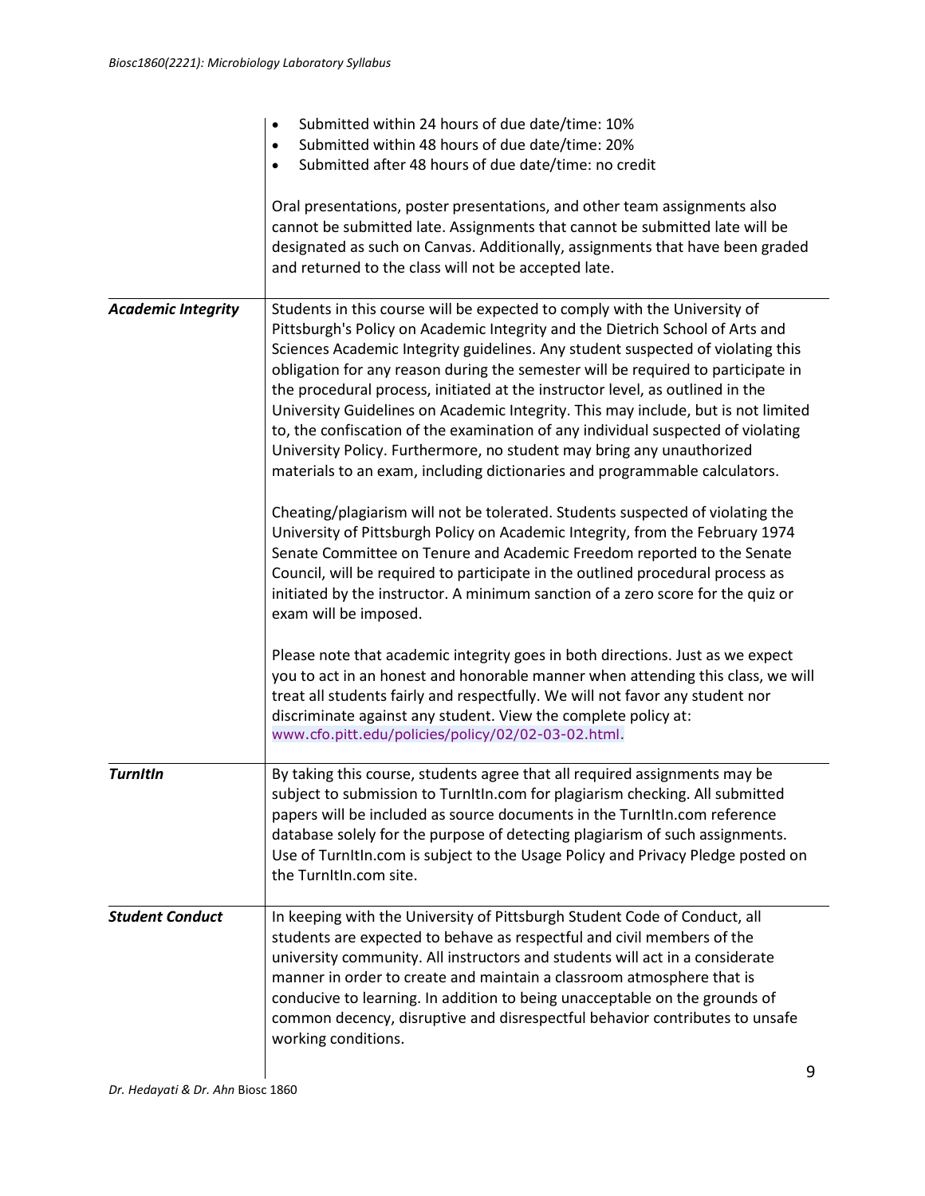| | |
|---|---|
| | • Submitted within 24 hours of due date/time: 10%<br>• Submitted within 48 hours of due date/time: 20%<br>• Submitted after 48 hours of due date/time: no credit<br><br>Oral presentations, poster presentations, and other team assignments also cannot be submitted late. Assignments that cannot be submitted late will be designated as such on Canvas. Additionally, assignments that have been graded and returned to the class will not be accepted late. |
| ***Academic Integrity*** | Students in this course will be expected to comply with the University of Pittsburgh's Policy on Academic Integrity and the Dietrich School of Arts and Sciences Academic Integrity guidelines. Any student suspected of violating this obligation for any reason during the semester will be required to participate in the procedural process, initiated at the instructor level, as outlined in the University Guidelines on Academic Integrity. This may include, but is not limited to, the confiscation of the examination of any individual suspected of violating University Policy. Furthermore, no student may bring any unauthorized materials to an exam, including dictionaries and programmable calculators.<br><br>Cheating/plagiarism will not be tolerated. Students suspected of violating the University of Pittsburgh Policy on Academic Integrity, from the February 1974 Senate Committee on Tenure and Academic Freedom reported to the Senate Council, will be required to participate in the outlined procedural process as initiated by the instructor. A minimum sanction of a zero score for the quiz or exam will be imposed.<br><br>Please note that academic integrity goes in both directions. Just as we expect you to act in an honest and honorable manner when attending this class, we will treat all students fairly and respectfully. We will not favor any student nor discriminate against any student. View the complete policy at: www.cfo.pitt.edu/policies/policy/02/02-03-02.html. |
| ***TurnItIn*** | By taking this course, students agree that all required assignments may be subject to submission to TurnItIn.com for plagiarism checking. All submitted papers will be included as source documents in the TurnItIn.com reference database solely for the purpose of detecting plagiarism of such assignments. Use of TurnItIn.com is subject to the Usage Policy and Privacy Pledge posted on the TurnItIn.com site. |
| ***Student Conduct*** | In keeping with the University of Pittsburgh Student Code of Conduct, all students are expected to behave as respectful and civil members of the university community. All instructors and students will act in a considerate manner in order to create and maintain a classroom atmosphere that is conducive to learning. In addition to being unacceptable on the grounds of common decency, disruptive and disrespectful behavior contributes to unsafe working conditions. |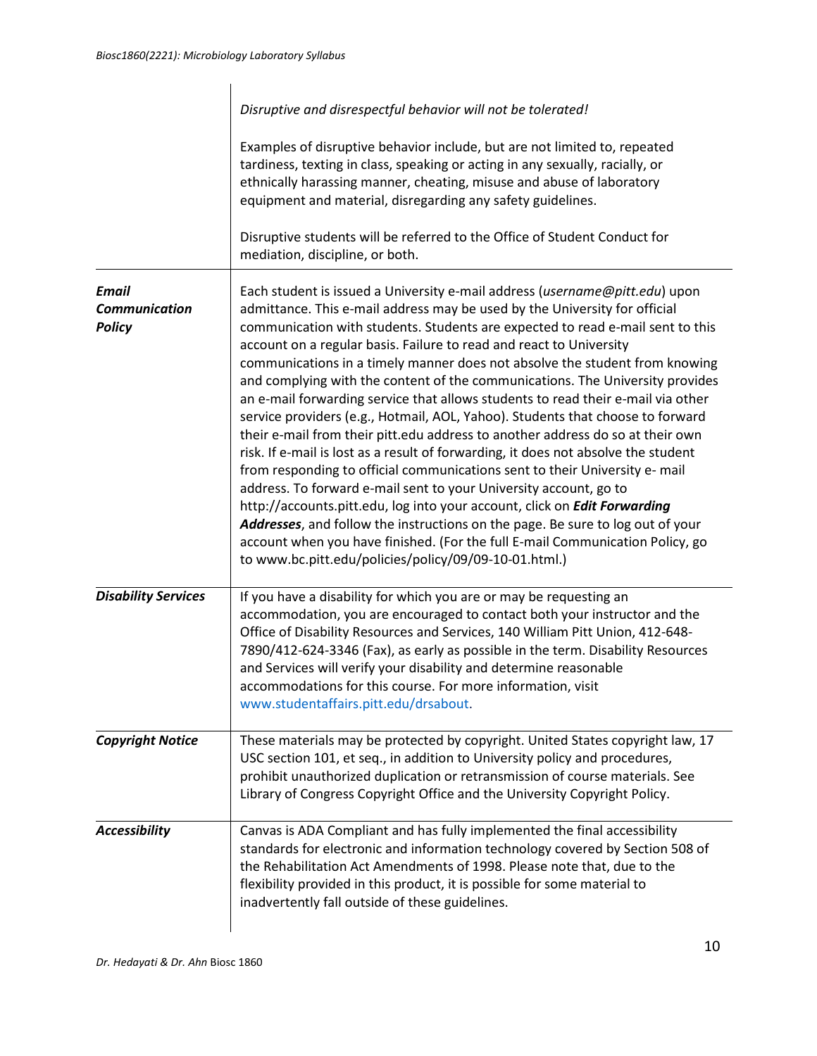| | |
|---|---|
| | *Disruptive and disrespectful behavior will not be tolerated!*<br><br>Examples of disruptive behavior include, but are not limited to, repeated tardiness, texting in class, speaking or acting in any sexually, racially, or ethnically harassing manner, cheating, misuse and abuse of laboratory equipment and material, disregarding any safety guidelines.<br><br>Disruptive students will be referred to the Office of Student Conduct for mediation, discipline, or both. |
| ***Email Communication Policy*** | Each student is issued a University e-mail address (*username@pitt.edu*) upon admittance. This e-mail address may be used by the University for official communication with students. Students are expected to read e-mail sent to this account on a regular basis. Failure to read and react to University communications in a timely manner does not absolve the student from knowing and complying with the content of the communications. The University provides an e-mail forwarding service that allows students to read their e-mail via other service providers (e.g., Hotmail, AOL, Yahoo). Students that choose to forward their e-mail from their pitt.edu address to another address do so at their own risk. If e-mail is lost as a result of forwarding, it does not absolve the student from responding to official communications sent to their University e- mail address. To forward e-mail sent to your University account, go to http://accounts.pitt.edu, log into your account, click on ***Edit Forwarding Addresses***, and follow the instructions on the page. Be sure to log out of your account when you have finished. (For the full E-mail Communication Policy, go to www.bc.pitt.edu/policies/policy/09/09-10-01.html.) |
| ***Disability Services*** | If you have a disability for which you are or may be requesting an accommodation, you are encouraged to contact both your instructor and the Office of Disability Resources and Services, 140 William Pitt Union, 412-648-7890/412-624-3346 (Fax), as early as possible in the term. Disability Resources and Services will verify your disability and determine reasonable accommodations for this course. For more information, visit www.studentaffairs.pitt.edu/drsabout. |
| ***Copyright Notice*** | These materials may be protected by copyright. United States copyright law, 17 USC section 101, et seq., in addition to University policy and procedures, prohibit unauthorized duplication or retransmission of course materials. See Library of Congress Copyright Office and the University Copyright Policy. |
| ***Accessibility*** | Canvas is ADA Compliant and has fully implemented the final accessibility standards for electronic and information technology covered by Section 508 of the Rehabilitation Act Amendments of 1998. Please note that, due to the flexibility provided in this product, it is possible for some material to inadvertently fall outside of these guidelines. |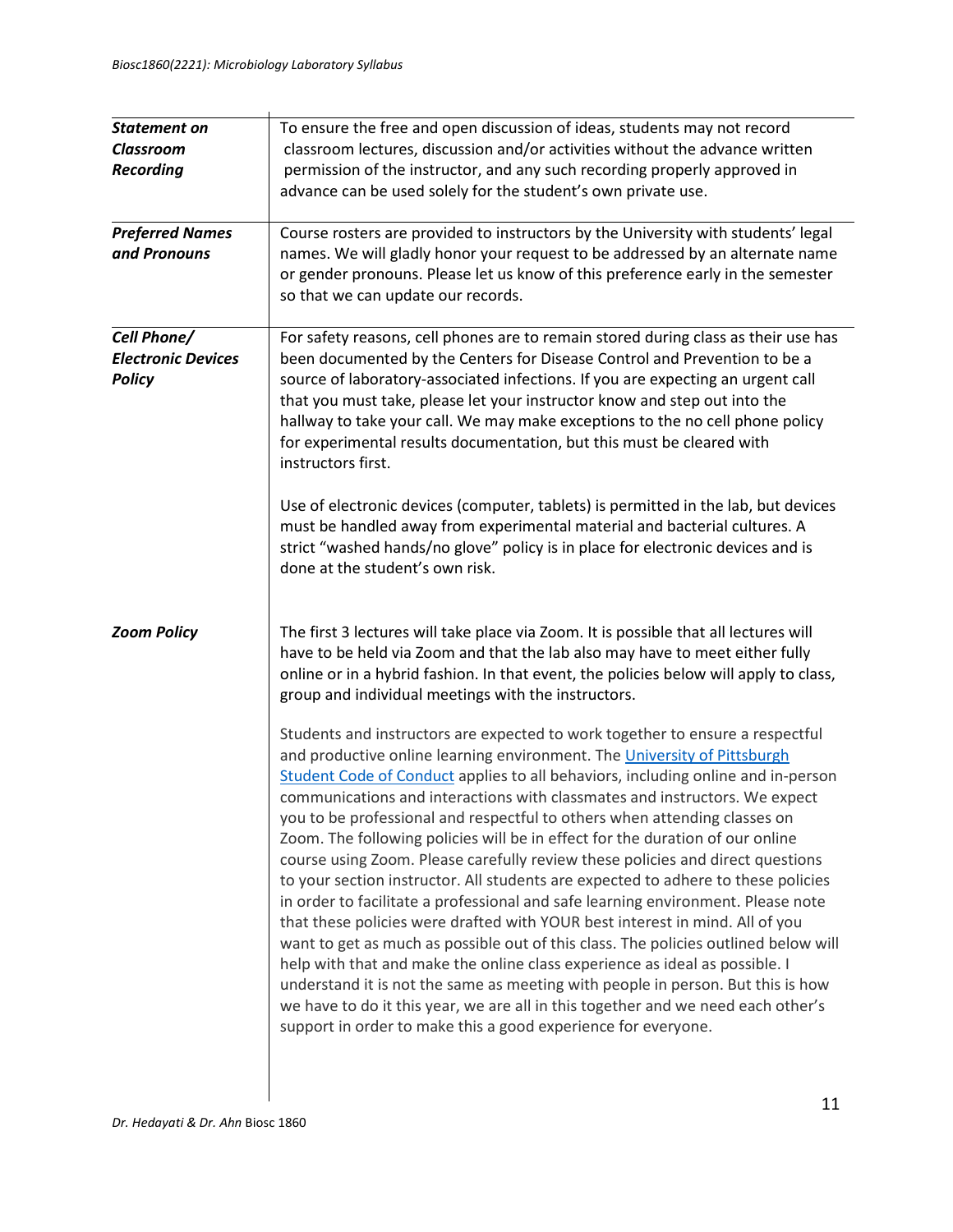| | |
|---|---|
| ***Statement on Classroom Recording*** | To ensure the free and open discussion of ideas, students may not record classroom lectures, discussion and/or activities without the advance written permission of the instructor, and any such recording properly approved in advance can be used solely for the student's own private use. |
| ***Preferred Names and Pronouns*** | Course rosters are provided to instructors by the University with students' legal names. We will gladly honor your request to be addressed by an alternate name or gender pronouns. Please let us know of this preference early in the semester so that we can update our records. |
| ***Cell Phone/ Electronic Devices Policy*** | For safety reasons, cell phones are to remain stored during class as their use has been documented by the Centers for Disease Control and Prevention to be a source of laboratory-associated infections. If you are expecting an urgent call that you must take, please let your instructor know and step out into the hallway to take your call. We may make exceptions to the no cell phone policy for experimental results documentation, but this must be cleared with instructors first.<br><br>Use of electronic devices (computer, tablets) is permitted in the lab, but devices must be handled away from experimental material and bacterial cultures. A strict "washed hands/no glove" policy is in place for electronic devices and is done at the student's own risk. |
| ***Zoom Policy*** | The first 3 lectures will take place via Zoom. It is possible that all lectures will have to be held via Zoom and that the lab also may have to meet either fully online or in a hybrid fashion. In that event, the policies below will apply to class, group and individual meetings with the instructors.<br><br>Students and instructors are expected to work together to ensure a respectful and productive online learning environment. The [University of Pittsburgh Student Code of Conduct]() applies to all behaviors, including online and in-person communications and interactions with classmates and instructors. We expect you to be professional and respectful to others when attending classes on Zoom. The following policies will be in effect for the duration of our online course using Zoom. Please carefully review these policies and direct questions to your section instructor. All students are expected to adhere to these policies in order to facilitate a professional and safe learning environment. Please note that these policies were drafted with YOUR best interest in mind. All of you want to get as much as possible out of this class. The policies outlined below will help with that and make the online class experience as ideal as possible. I understand it is not the same as meeting with people in person. But this is how we have to do it this year, we are all in this together and we need each other's support in order to make this a good experience for everyone. |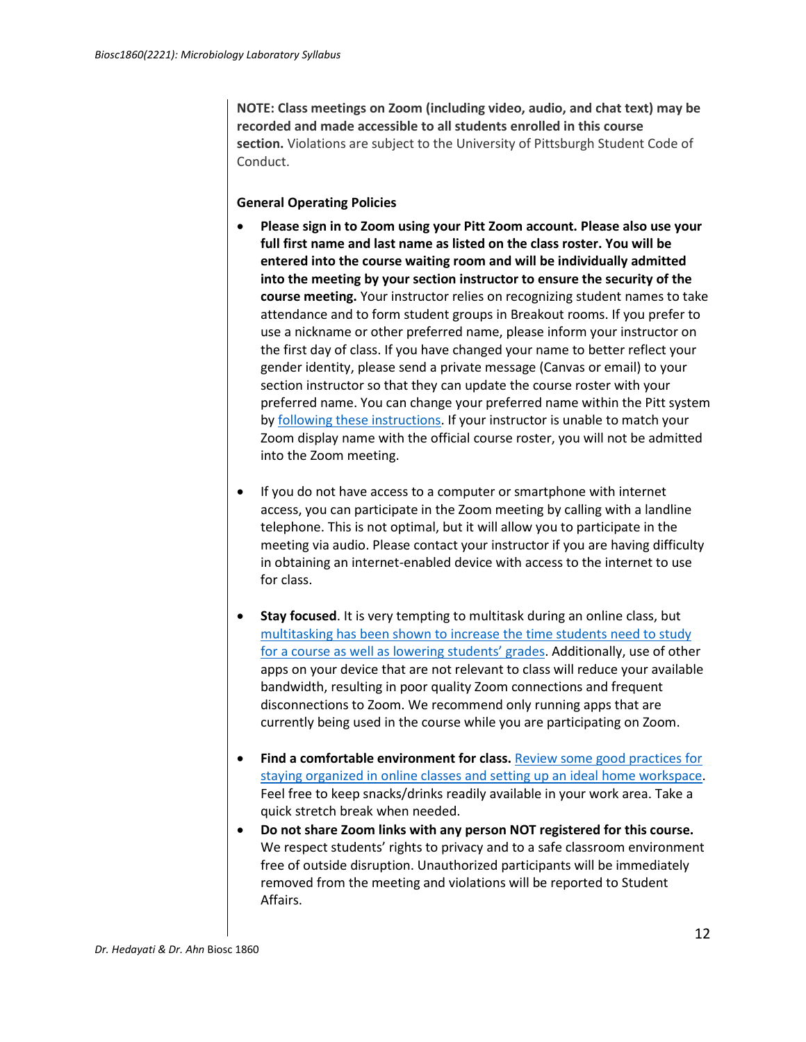**NOTE: Class meetings on Zoom (including video, audio, and chat text) may be recorded and made accessible to all students enrolled in this course section.** Violations are subject to the University of Pittsburgh Student Code of Conduct.

**General Operating Policies**

- **Please sign in to Zoom using your Pitt Zoom account. Please also use your full first name and last name as listed on the class roster. You will be entered into the course waiting room and will be individually admitted into the meeting by your section instructor to ensure the security of the course meeting.** Your instructor relies on recognizing student names to take attendance and to form student groups in Breakout rooms. If you prefer to use a nickname or other preferred name, please inform your instructor on the first day of class. If you have changed your name to better reflect your gender identity, please send a private message (Canvas or email) to your section instructor so that they can update the course roster with your preferred name. You can change your preferred name within the Pitt system by following these instructions. If your instructor is unable to match your Zoom display name with the official course roster, you will not be admitted into the Zoom meeting.

- If you do not have access to a computer or smartphone with internet access, you can participate in the Zoom meeting by calling with a landline telephone. This is not optimal, but it will allow you to participate in the meeting via audio. Please contact your instructor if you are having difficulty in obtaining an internet-enabled device with access to the internet to use for class.

- **Stay focused**. It is very tempting to multitask during an online class, but multitasking has been shown to increase the time students need to study for a course as well as lowering students' grades. Additionally, use of other apps on your device that are not relevant to class will reduce your available bandwidth, resulting in poor quality Zoom connections and frequent disconnections to Zoom. We recommend only running apps that are currently being used in the course while you are participating on Zoom.

- **Find a comfortable environment for class.** Review some good practices for staying organized in online classes and setting up an ideal home workspace. Feel free to keep snacks/drinks readily available in your work area. Take a quick stretch break when needed.
- **Do not share Zoom links with any person NOT registered for this course.** We respect students' rights to privacy and to a safe classroom environment free of outside disruption. Unauthorized participants will be immediately removed from the meeting and violations will be reported to Student Affairs.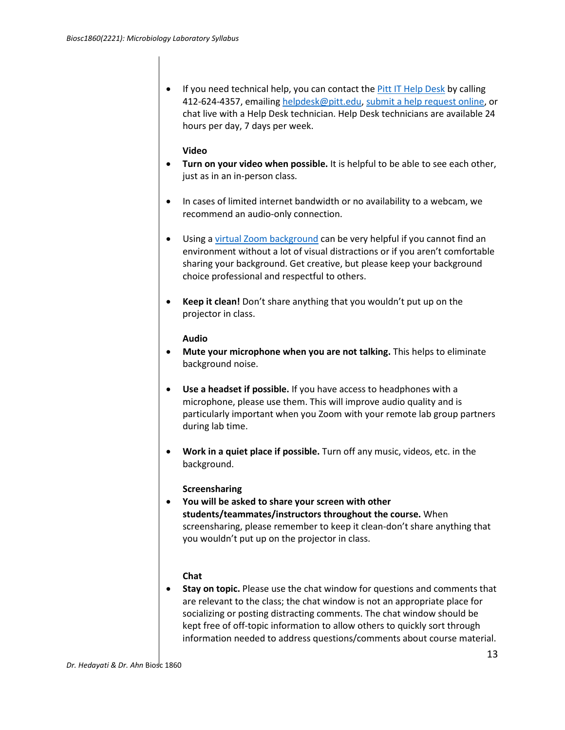- If you need technical help, you can contact the Pitt IT Help Desk by calling 412-624-4357, emailing helpdesk@pitt.edu, submit a help request online, or chat live with a Help Desk technician. Help Desk technicians are available 24 hours per day, 7 days per week.

**Video**

- **Turn on your video when possible.** It is helpful to be able to see each other, just as in an in-person class.

- In cases of limited internet bandwidth or no availability to a webcam, we recommend an audio-only connection.

- Using a virtual Zoom background can be very helpful if you cannot find an environment without a lot of visual distractions or if you aren't comfortable sharing your background. Get creative, but please keep your background choice professional and respectful to others.

- **Keep it clean!** Don't share anything that you wouldn't put up on the projector in class.

**Audio**

- **Mute your microphone when you are not talking.** This helps to eliminate background noise.

- **Use a headset if possible.** If you have access to headphones with a microphone, please use them. This will improve audio quality and is particularly important when you Zoom with your remote lab group partners during lab time.

- **Work in a quiet place if possible.** Turn off any music, videos, etc. in the background.

**Screensharing**

- **You will be asked to share your screen with other students/teammates/instructors throughout the course.** When screensharing, please remember to keep it clean-don't share anything that you wouldn't put up on the projector in class.

**Chat**

- **Stay on topic.** Please use the chat window for questions and comments that are relevant to the class; the chat window is not an appropriate place for socializing or posting distracting comments. The chat window should be kept free of off-topic information to allow others to quickly sort through information needed to address questions/comments about course material.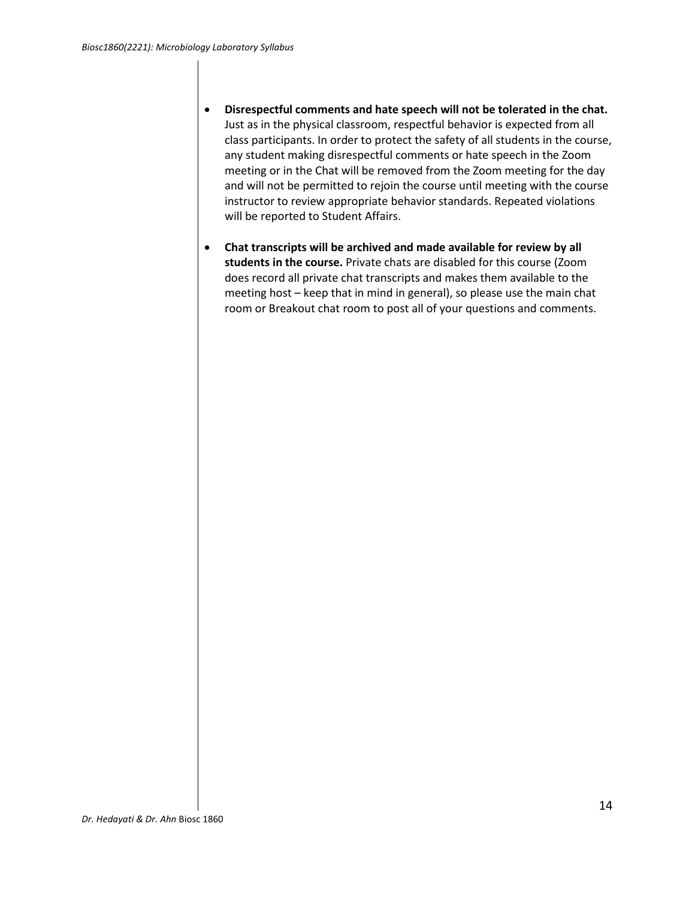- **Disrespectful comments and hate speech will not be tolerated in the chat.** Just as in the physical classroom, respectful behavior is expected from all class participants. In order to protect the safety of all students in the course, any student making disrespectful comments or hate speech in the Zoom meeting or in the Chat will be removed from the Zoom meeting for the day and will not be permitted to rejoin the course until meeting with the course instructor to review appropriate behavior standards. Repeated violations will be reported to Student Affairs.

- **Chat transcripts will be archived and made available for review by all students in the course.** Private chats are disabled for this course (Zoom does record all private chat transcripts and makes them available to the meeting host – keep that in mind in general), so please use the main chat room or Breakout chat room to post all of your questions and comments.